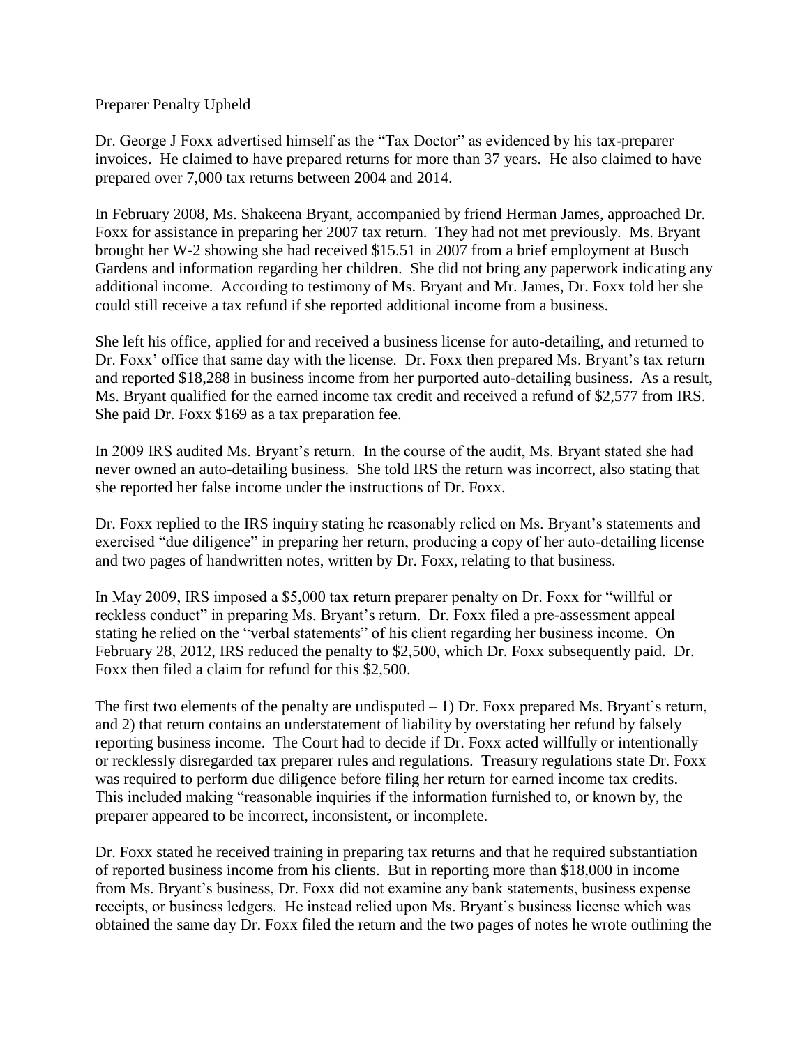# Preparer Penalty Upheld

Dr. George J Foxx advertised himself as the "Tax Doctor" as evidenced by his tax-preparer invoices. He claimed to have prepared returns for more than 37 years. He also claimed to have prepared over 7,000 tax returns between 2004 and 2014.

In February 2008, Ms. Shakeena Bryant, accompanied by friend Herman James, approached Dr. Foxx for assistance in preparing her 2007 tax return. They had not met previously. Ms. Bryant brought her W-2 showing she had received $15.51 in 2007 from a brief employment at Busch Gardens and information regarding her children. She did not bring any paperwork indicating any additional income. According to testimony of Ms. Bryant and Mr. James, Dr. Foxx told her she could still receive a tax refund if she reported additional income from a business.

She left his office, applied for and received a business license for auto-detailing, and returned to Dr. Foxx' office that same day with the license. Dr. Foxx then prepared Ms. Bryant's tax return and reported $18,288 in business income from her purported auto-detailing business. As a result, Ms. Bryant qualified for the earned income tax credit and received a refund of $2,577 from IRS. She paid Dr. Foxx $169 as a tax preparation fee.

In 2009 IRS audited Ms. Bryant's return. In the course of the audit, Ms. Bryant stated she had never owned an auto-detailing business. She told IRS the return was incorrect, also stating that she reported her false income under the instructions of Dr. Foxx.

Dr. Foxx replied to the IRS inquiry stating he reasonably relied on Ms. Bryant's statements and exercised "due diligence" in preparing her return, producing a copy of her auto-detailing license and two pages of handwritten notes, written by Dr. Foxx, relating to that business.

In May 2009, IRS imposed a $5,000 tax return preparer penalty on Dr. Foxx for "willful or reckless conduct" in preparing Ms. Bryant's return. Dr. Foxx filed a pre-assessment appeal stating he relied on the "verbal statements" of his client regarding her business income. On February 28, 2012, IRS reduced the penalty to $2,500, which Dr. Foxx subsequently paid. Dr. Foxx then filed a claim for refund for this $2,500.

The first two elements of the penalty are undisputed – 1) Dr. Foxx prepared Ms. Bryant's return, and 2) that return contains an understatement of liability by overstating her refund by falsely reporting business income. The Court had to decide if Dr. Foxx acted willfully or intentionally or recklessly disregarded tax preparer rules and regulations. Treasury regulations state Dr. Foxx was required to perform due diligence before filing her return for earned income tax credits. This included making "reasonable inquiries if the information furnished to, or known by, the preparer appeared to be incorrect, inconsistent, or incomplete.

Dr. Foxx stated he received training in preparing tax returns and that he required substantiation of reported business income from his clients. But in reporting more than $18,000 in income from Ms. Bryant's business, Dr. Foxx did not examine any bank statements, business expense receipts, or business ledgers. He instead relied upon Ms. Bryant's business license which was obtained the same day Dr. Foxx filed the return and the two pages of notes he wrote outlining the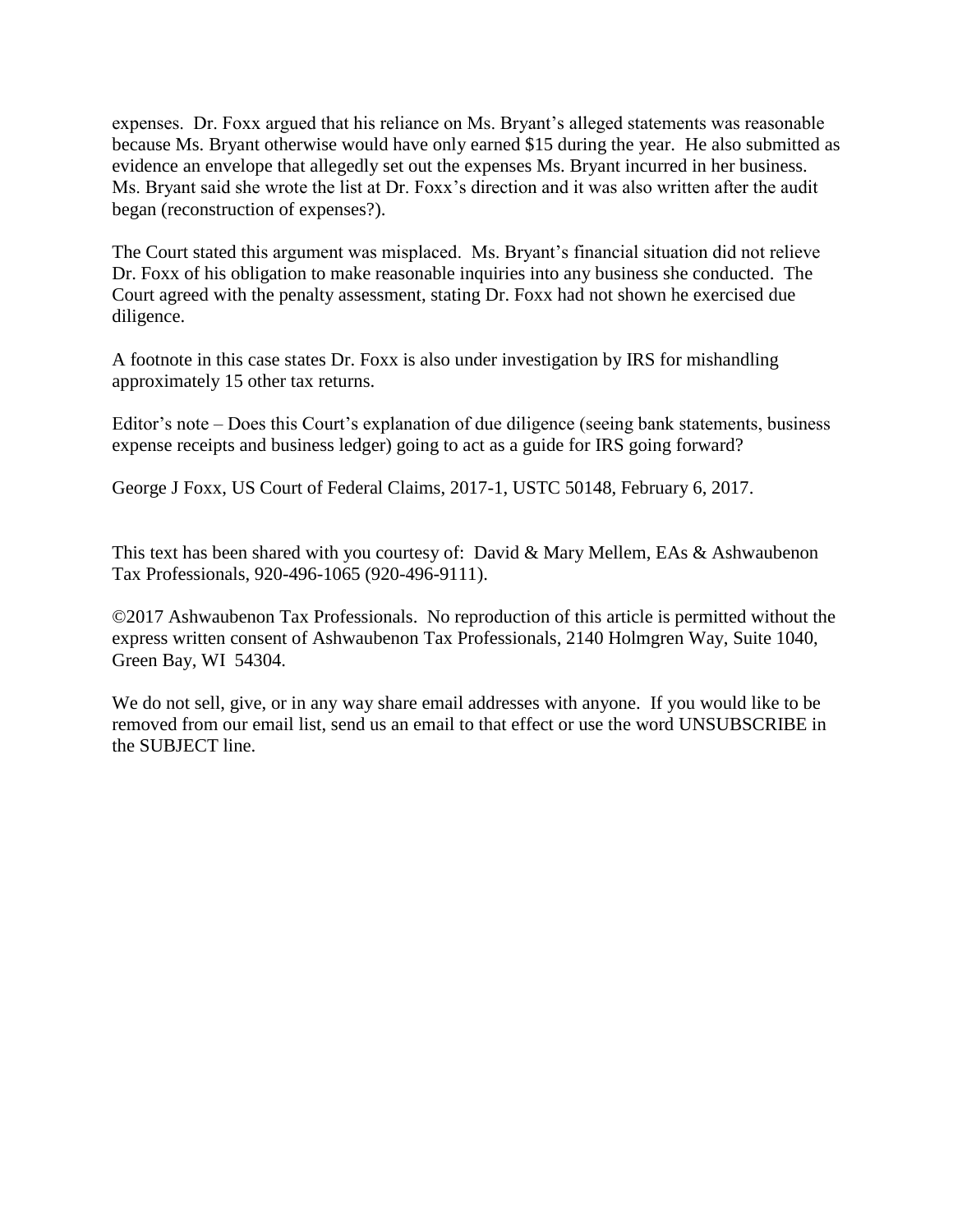expenses. Dr. Foxx argued that his reliance on Ms. Bryant's alleged statements was reasonable because Ms. Bryant otherwise would have only earned $15 during the year. He also submitted as evidence an envelope that allegedly set out the expenses Ms. Bryant incurred in her business. Ms. Bryant said she wrote the list at Dr. Foxx's direction and it was also written after the audit began (reconstruction of expenses?).

The Court stated this argument was misplaced. Ms. Bryant's financial situation did not relieve Dr. Foxx of his obligation to make reasonable inquiries into any business she conducted. The Court agreed with the penalty assessment, stating Dr. Foxx had not shown he exercised due diligence.

A footnote in this case states Dr. Foxx is also under investigation by IRS for mishandling approximately 15 other tax returns.

Editor's note – Does this Court's explanation of due diligence (seeing bank statements, business expense receipts and business ledger) going to act as a guide for IRS going forward?

George J Foxx, US Court of Federal Claims, 2017-1, USTC 50148, February 6, 2017.

This text has been shared with you courtesy of: David & Mary Mellem, EAs & Ashwaubenon Tax Professionals, 920-496-1065 (920-496-9111).

©2017 Ashwaubenon Tax Professionals. No reproduction of this article is permitted without the express written consent of Ashwaubenon Tax Professionals, 2140 Holmgren Way, Suite 1040, Green Bay, WI 54304.

We do not sell, give, or in any way share email addresses with anyone. If you would like to be removed from our email list, send us an email to that effect or use the word UNSUBSCRIBE in the SUBJECT line.